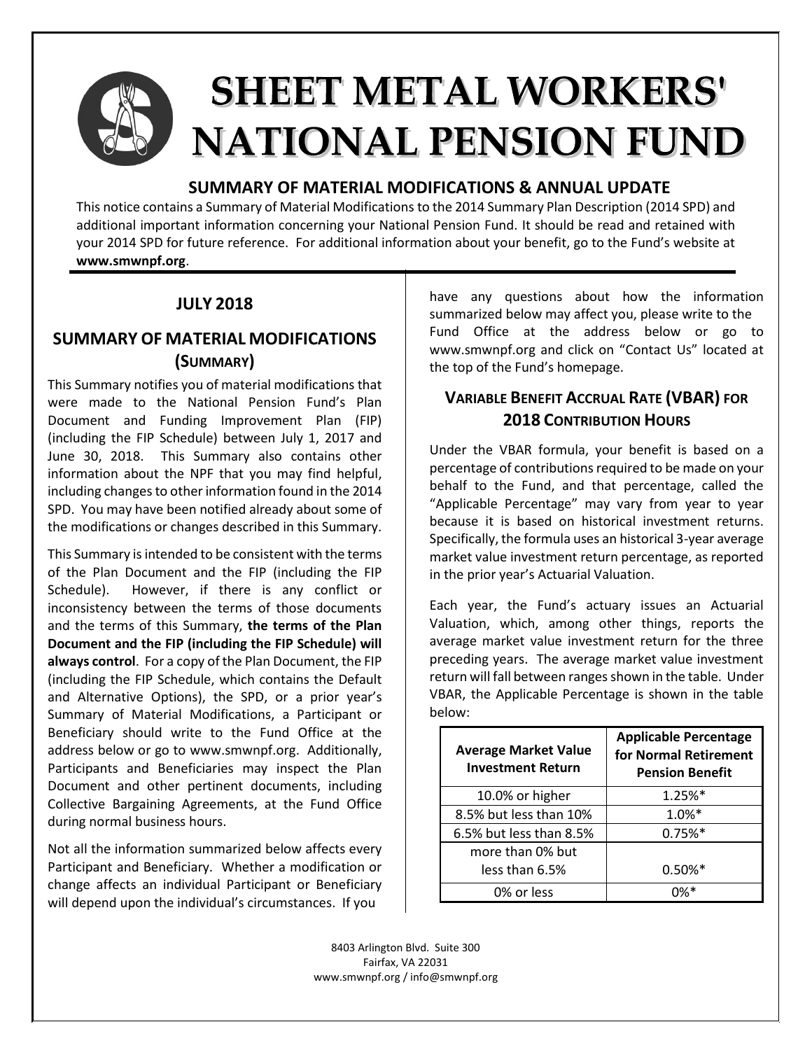# SHEET METAL WORKERS' NATIONAL PENSION FUND

## SUMMARY OF MATERIAL MODIFICATIONS & ANNUAL UPDATE

This notice contains a Summary of Material Modifications to the 2014 Summary Plan Description (2014 SPD) and additional important information concerning your National Pension Fund. It should be read and retained with your 2014 SPD for future reference. For additional information about your benefit, go to the Fund's website at **www.smwnpf.org**.

## JULY 2018

## SUMMARY OF MATERIAL MODIFICATIONS (SUMMARY)

This Summary notifies you of material modifications that were made to the National Pension Fund's Plan Document and Funding Improvement Plan (FIP) (including the FIP Schedule) between July 1, 2017 and June 30, 2018. This Summary also contains other information about the NPF that you may find helpful, including changes to other information found in the 2014 SPD. You may have been notified already about some of the modifications or changes described in this Summary.

This Summary is intended to be consistent with the terms of the Plan Document and the FIP (including the FIP Schedule). However, if there is any conflict or inconsistency between the terms of those documents and the terms of this Summary, **the terms of the Plan Document and the FIP (including the FIP Schedule) will always control**. For a copy of the Plan Document, the FIP (including the FIP Schedule, which contains the Default and Alternative Options), the SPD, or a prior year's Summary of Material Modifications, a Participant or Beneficiary should write to the Fund Office at the address below or go to www.smwnpf.org. Additionally, Participants and Beneficiaries may inspect the Plan Document and other pertinent documents, including Collective Bargaining Agreements, at the Fund Office during normal business hours.

Not all the information summarized below affects every Participant and Beneficiary. Whether a modification or change affects an individual Participant or Beneficiary will depend upon the individual's circumstances. If you have any questions about how the information summarized below may affect you, please write to the Fund Office at the address below or go to www.smwnpf.org and click on "Contact Us" located at the top of the Fund's homepage.

## VARIABLE BENEFIT ACCRUAL RATE (VBAR) FOR 2018 CONTRIBUTION HOURS

Under the VBAR formula, your benefit is based on a percentage of contributions required to be made on your behalf to the Fund, and that percentage, called the "Applicable Percentage" may vary from year to year because it is based on historical investment returns. Specifically, the formula uses an historical 3-year average market value investment return percentage, as reported in the prior year's Actuarial Valuation.

Each year, the Fund's actuary issues an Actuarial Valuation, which, among other things, reports the average market value investment return for the three preceding years. The average market value investment return will fall between ranges shown in the table. Under VBAR, the Applicable Percentage is shown in the table below:

| Average Market Value Investment Return | Applicable Percentage for Normal Retirement Pension Benefit |
|---|---|
| 10.0% or higher | 1.25%* |
| 8.5% but less than 10% | 1.0%* |
| 6.5% but less than 8.5% | 0.75%* |
| more than 0% but less than 6.5% | 0.50%* |
| 0% or less | 0%* |

8403 Arlington Blvd. Suite 300
Fairfax, VA 22031
www.smwnpf.org / info@smwnpf.org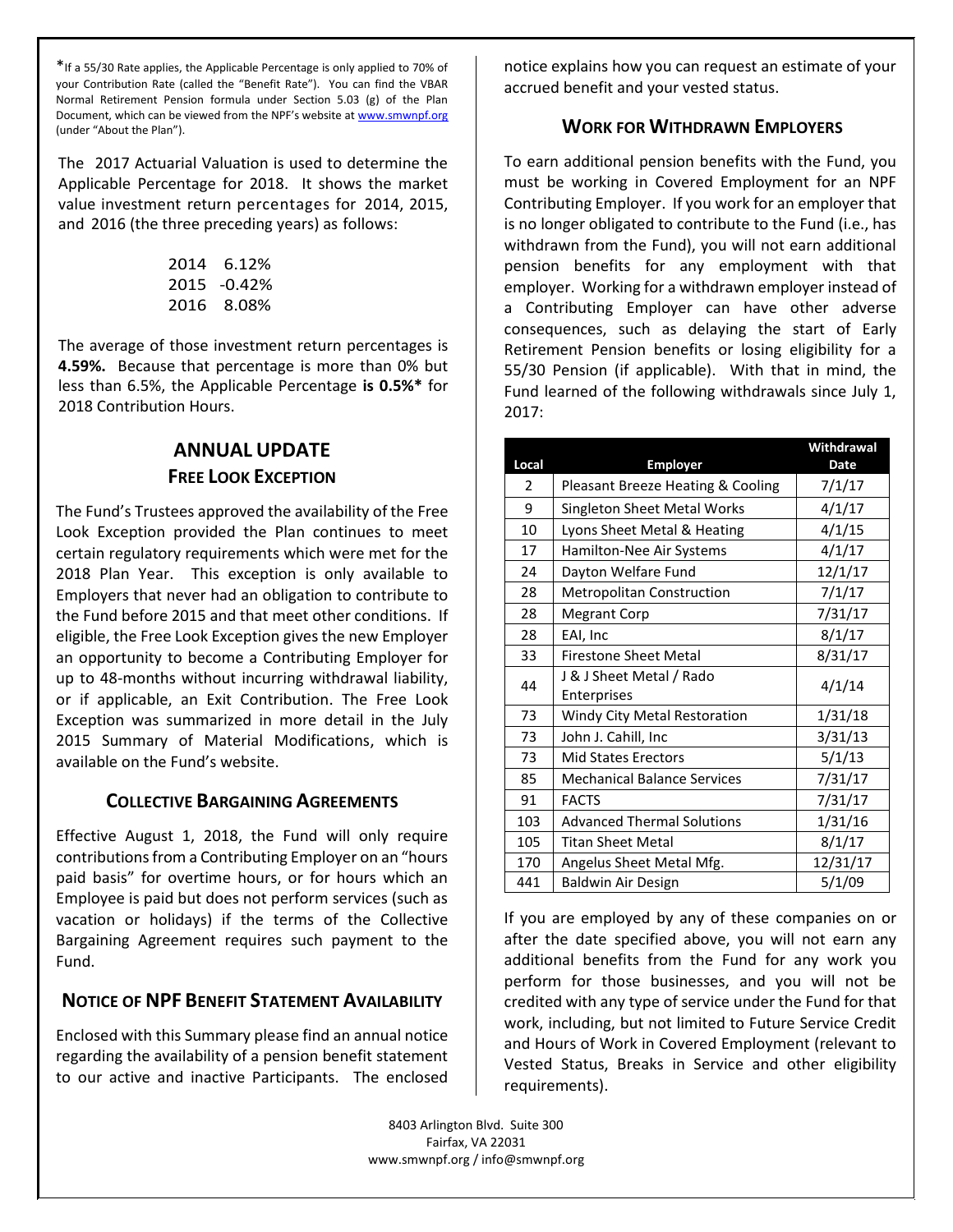*If a 55/30 Rate applies, the Applicable Percentage is only applied to 70% of your Contribution Rate (called the "Benefit Rate"). You can find the VBAR Normal Retirement Pension formula under Section 5.03 (g) of the Plan Document, which can be viewed from the NPF's website at www.smwnpf.org (under "About the Plan").

The 2017 Actuarial Valuation is used to determine the Applicable Percentage for 2018. It shows the market value investment return percentages for 2014, 2015, and 2016 (the three preceding years) as follows:

| | |
|---|---|
| 2014 | 6.12% |
| 2015 | -0.42% |
| 2016 | 8.08% |

The average of those investment return percentages is **4.59%.** Because that percentage is more than 0% but less than 6.5%, the Applicable Percentage **is 0.5%*** for 2018 Contribution Hours.

## ANNUAL UPDATE

### FREE LOOK EXCEPTION

The Fund's Trustees approved the availability of the Free Look Exception provided the Plan continues to meet certain regulatory requirements which were met for the 2018 Plan Year. This exception is only available to Employers that never had an obligation to contribute to the Fund before 2015 and that meet other conditions. If eligible, the Free Look Exception gives the new Employer an opportunity to become a Contributing Employer for up to 48-months without incurring withdrawal liability, or if applicable, an Exit Contribution. The Free Look Exception was summarized in more detail in the July 2015 Summary of Material Modifications, which is available on the Fund's website.

### COLLECTIVE BARGAINING AGREEMENTS

Effective August 1, 2018, the Fund will only require contributions from a Contributing Employer on an "hours paid basis" for overtime hours, or for hours which an Employee is paid but does not perform services (such as vacation or holidays) if the terms of the Collective Bargaining Agreement requires such payment to the Fund.

### NOTICE OF NPF BENEFIT STATEMENT AVAILABILITY

Enclosed with this Summary please find an annual notice regarding the availability of a pension benefit statement to our active and inactive Participants. The enclosed notice explains how you can request an estimate of your accrued benefit and your vested status.

### WORK FOR WITHDRAWN EMPLOYERS

To earn additional pension benefits with the Fund, you must be working in Covered Employment for an NPF Contributing Employer. If you work for an employer that is no longer obligated to contribute to the Fund (i.e., has withdrawn from the Fund), you will not earn additional pension benefits for any employment with that employer. Working for a withdrawn employer instead of a Contributing Employer can have other adverse consequences, such as delaying the start of Early Retirement Pension benefits or losing eligibility for a 55/30 Pension (if applicable). With that in mind, the Fund learned of the following withdrawals since July 1, 2017:

| Local | Employer | Withdrawal Date |
|---|---|---|
| 2 | Pleasant Breeze Heating & Cooling | 7/1/17 |
| 9 | Singleton Sheet Metal Works | 4/1/17 |
| 10 | Lyons Sheet Metal & Heating | 4/1/15 |
| 17 | Hamilton-Nee Air Systems | 4/1/17 |
| 24 | Dayton Welfare Fund | 12/1/17 |
| 28 | Metropolitan Construction | 7/1/17 |
| 28 | Megrant Corp | 7/31/17 |
| 28 | EAI, Inc | 8/1/17 |
| 33 | Firestone Sheet Metal | 8/31/17 |
| 44 | J & J Sheet Metal / Rado Enterprises | 4/1/14 |
| 73 | Windy City Metal Restoration | 1/31/18 |
| 73 | John J. Cahill, Inc | 3/31/13 |
| 73 | Mid States Erectors | 5/1/13 |
| 85 | Mechanical Balance Services | 7/31/17 |
| 91 | FACTS | 7/31/17 |
| 103 | Advanced Thermal Solutions | 1/31/16 |
| 105 | Titan Sheet Metal | 8/1/17 |
| 170 | Angelus Sheet Metal Mfg. | 12/31/17 |
| 441 | Baldwin Air Design | 5/1/09 |

If you are employed by any of these companies on or after the date specified above, you will not earn any additional benefits from the Fund for any work you perform for those businesses, and you will not be credited with any type of service under the Fund for that work, including, but not limited to Future Service Credit and Hours of Work in Covered Employment (relevant to Vested Status, Breaks in Service and other eligibility requirements).

8403 Arlington Blvd. Suite 300
Fairfax, VA 22031
www.smwnpf.org / info@smwnpf.org